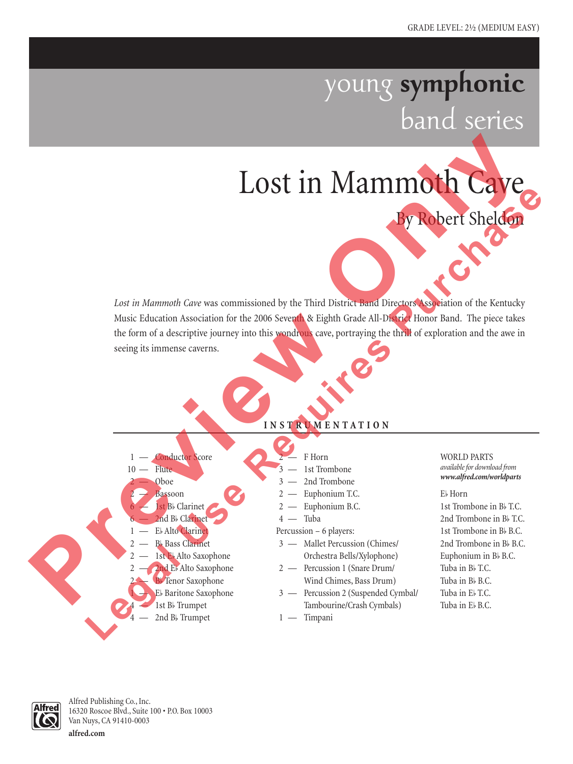GRADE LEVEL: 2½ (MEDIUM EASY)

young **symphonic** band series

# Lost in Mammoth Cave

## By Robert Sheldon

*Lost in Mammoth Cave* was commissioned by the Third District Band Directors Association of the Kentucky Music Education Association for the 2006 Seventh & Eighth Grade All-District Honor Band. The piece takes the form of a descriptive journey into this wondrous cave, portraying the thrill of exploration and the awe in seeing its immense caverns.

### INSTRUMENTATION

- 1 — Conductor Score
- 10 — Flute
- 2 — Oboe
- 2 — Bassoon
- 6 — 1st B♭ Clarinet
- 6 — 2nd B♭ Clarinet
- 1 — E♭ Alto Clarinet
- 2 — B♭ Bass Clarinet
- 2 — 1st E♭ Alto Saxophone
- 2 — 2nd E♭ Alto Saxophone
- 2 — B♭ Tenor Saxophone
- 1 — E♭ Baritone Saxophone
- 4 — 1st B♭ Trumpet
- 4 — 2nd B♭ Trumpet
- 2 — F Horn
- 3 — 1st Trombone
- 3 — 2nd Trombone
- 2 — Euphonium T.C.
- 2 — Euphonium B.C.
- 4 — Tuba

Percussion – 6 players:

- 3 — Mallet Percussion (Chimes/ Orchestra Bells/Xylophone)
- 2 — Percussion 1 (Snare Drum/ Wind Chimes, Bass Drum)
- 3 — Percussion 2 (Suspended Cymbal/ Tambourine/Crash Cymbals)
- 1 — Timpani

WORLD PARTS
*available for download from* ***www.alfred.com/worldparts***

- E♭ Horn
- 1st Trombone in B♭ T.C.
- 2nd Trombone in B♭ T.C.
- 1st Trombone in B♭ B.C.
- 2nd Trombone in B♭ B.C.
- Euphonium in B♭ B.C.
- Tuba in B♭ T.C.
- Tuba in B♭ B.C.
- Tuba in E♭ T.C.
- Tuba in E♭ B.C.

Alfred Publishing Co., Inc.
16320 Roscoe Blvd., Suite 100 • P.O. Box 10003
Van Nuys, CA 91410-0003

**alfred.com**

Preview Only
Legal Use Requires Purchase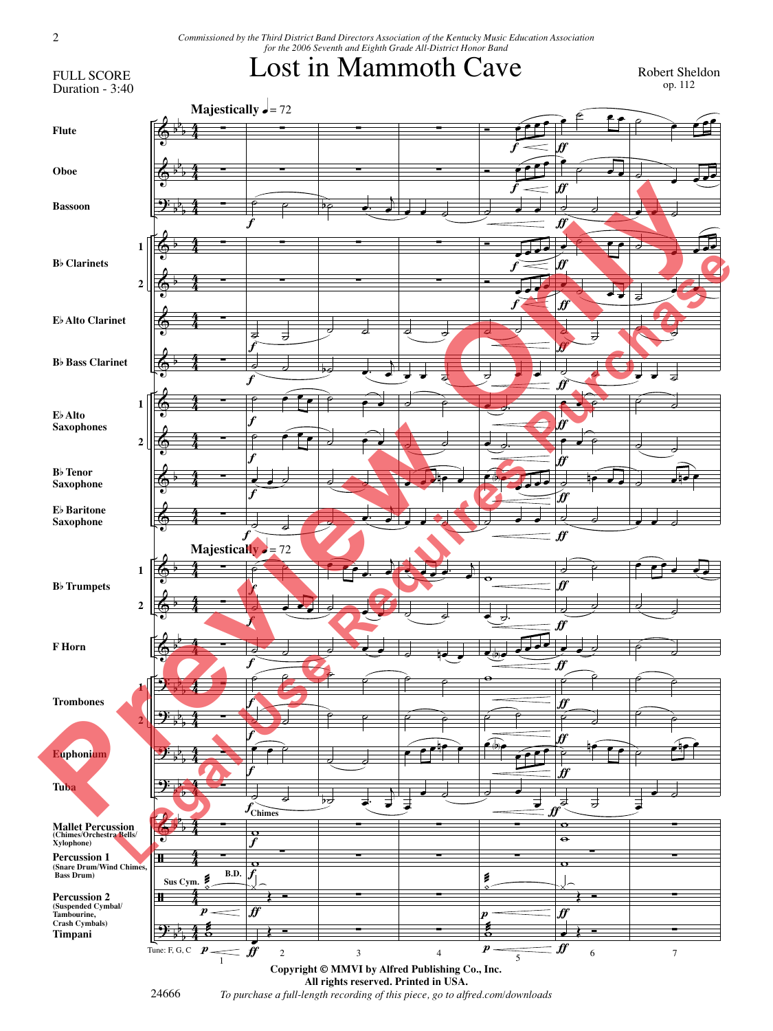*Commissioned by the Third District Band Directors Association of the Kentucky Music Education Association for the 2006 Seventh and Eighth Grade All-District Honor Band*

FULL SCORE
Duration - 3:40

# Lost in Mammoth Cave

Robert Sheldon
op. 112

**Majestically** ♩ = 72

Flute
Oboe
Bassoon
B♭ Clarinets 1, 2
E♭ Alto Clarinet
B♭ Bass Clarinet
E♭ Alto Saxophones 1, 2
B♭ Tenor Saxophone
E♭ Baritone Saxophone
B♭ Trumpets 1, 2
F Horn
Trombones 1, 2
Euphonium
Tuba
Mallet Percussion (Chimes/Orchestra Bells/Xylophone)
Percussion 1 (Snare Drum/Wind Chimes, Bass Drum)
Percussion 2 (Suspended Cymbal/Tambourine, Crash Cymbals)
Timpani

Tune: F, G, C

**Copyright © MMVI by Alfred Publishing Co., Inc.**
**All rights reserved. Printed in USA.**

24666

*To purchase a full-length recording of this piece, go to alfred.com/downloads*

Preview Only
Legal Use Requires Purchase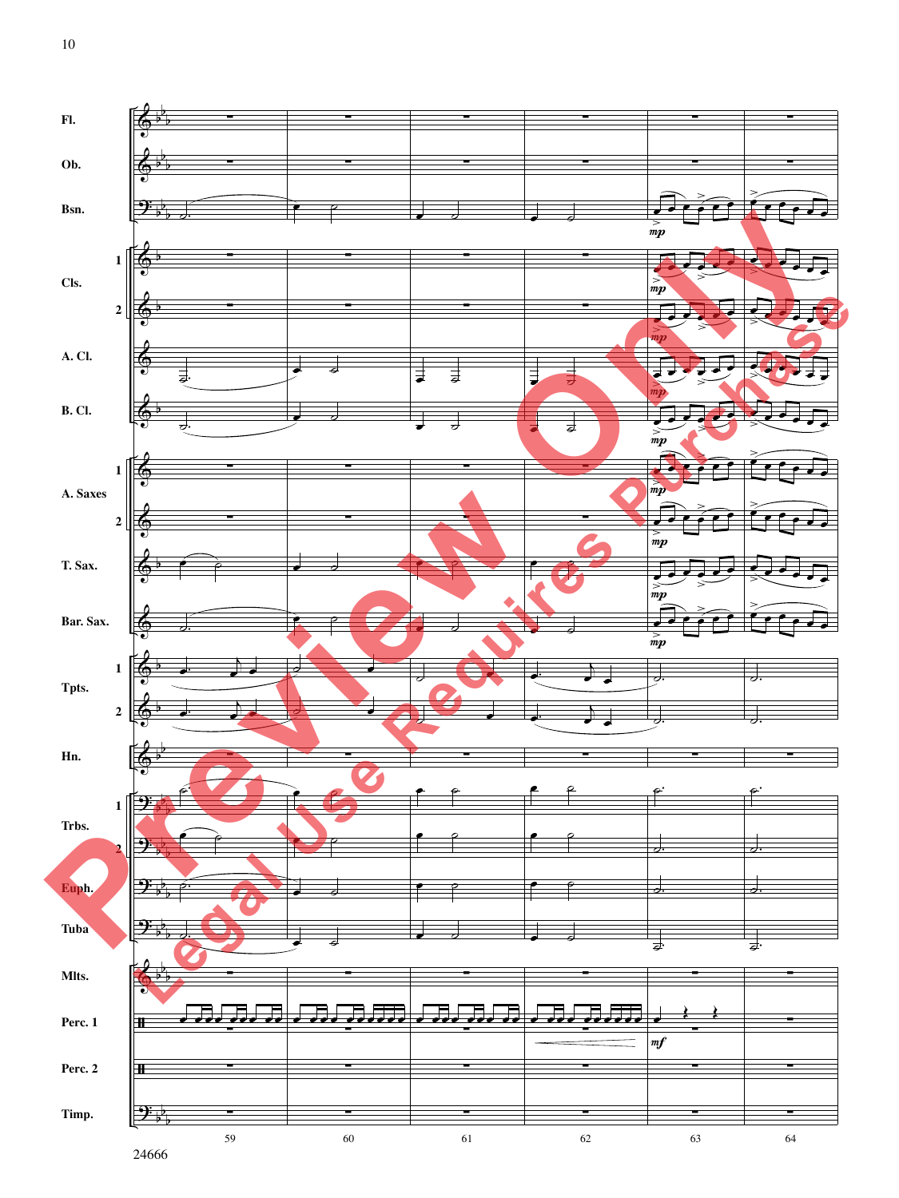Fl.

Ob.

Bsn.

Cls. 1

Cls. 2

A. Cl.

B. Cl.

A. Saxes 1

A. Saxes 2

T. Sax.

Bar. Sax.

Tpts. 1

Tpts. 2

Hn.

Trbs. 1

Trbs. 2

Euph.

Tuba

Mlts.

Perc. 1

Perc. 2

Timp.

*mp*

*mf*

59 60 61 62 63 64

Preview Only

Legal Use Requires Purchase

24666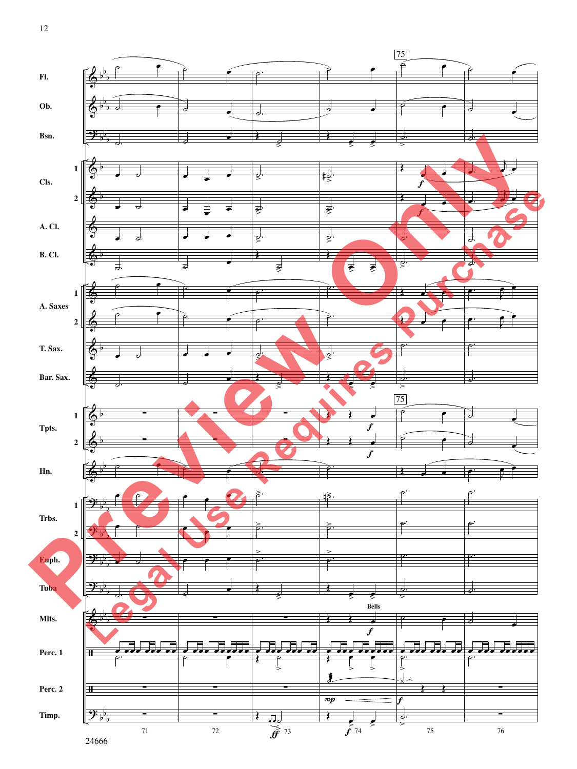Fl.

Ob.

Bsn.

Cls. 1 2

A. Cl.

B. Cl.

A. Saxes 1 2

T. Sax.

Bar. Sax.

Tpts. 1 2

Hn.

Trbs. 1 2

Euph.

Tuba

Mlts.

Perc. 1

Perc. 2

Timp.

75

Bells

*f* *ff* *mp* *f*

71 72 73 74 75 76

Preview Only

Legal Use Requires Purchase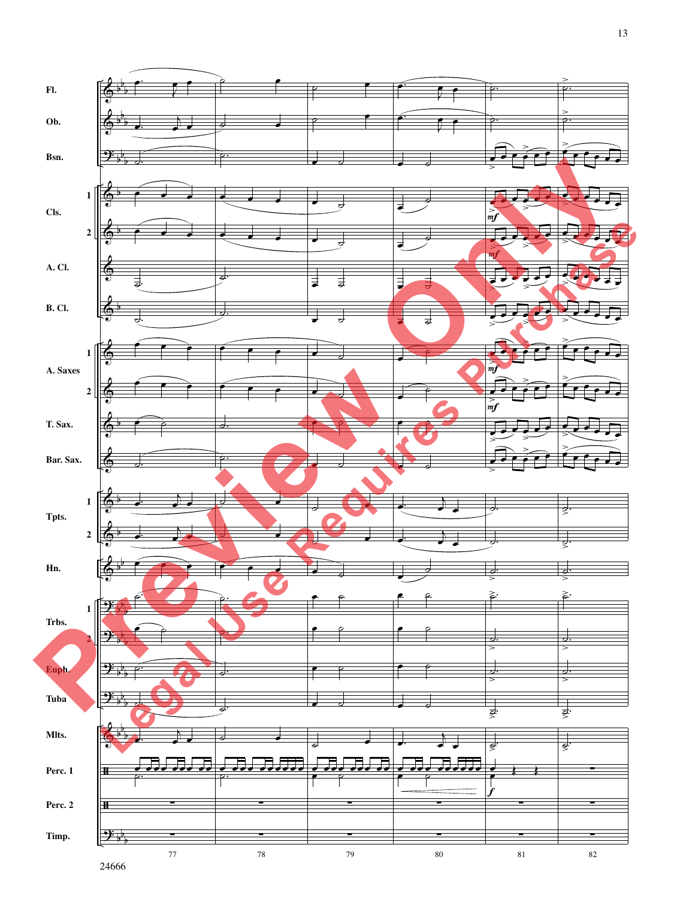Fl.

Ob.

Bsn.

Cls. 1

Cls. 2

A. Cl.

B. Cl.

A. Saxes 1

A. Saxes 2

T. Sax.

Bar. Sax.

Tpts. 1

Tpts. 2

Hn.

Trbs. 1

Trbs. 2

Euph.

Tuba

Mlts.

Perc. 1

Perc. 2

Timp.

77 78 79 80 81 82

24666

Preview Only

Legal Use Requires Purchase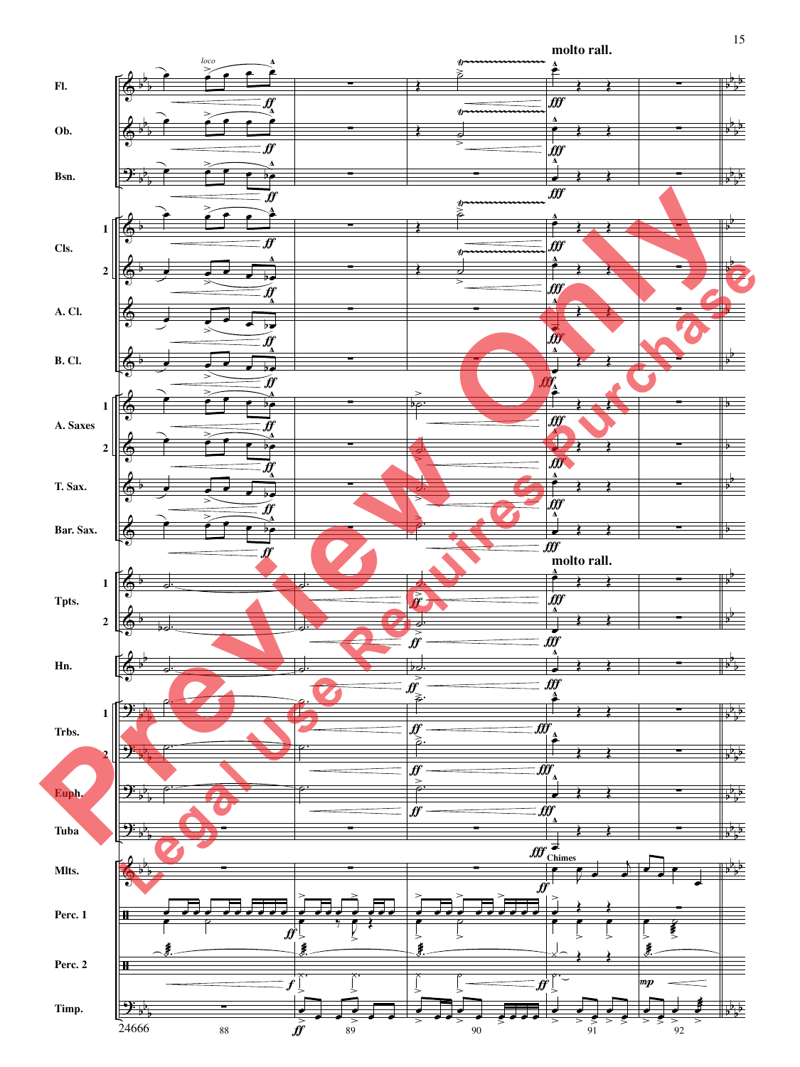**molto rall.**

Fl.

Ob.

Bsn.

Cls. 1

Cls. 2

A. Cl.

B. Cl.

A. Saxes 1

A. Saxes 2

T. Sax.

Bar. Sax.

**molto rall.**

Tpts. 1

Tpts. 2

Hn.

Trbs. 1

Trbs. 2

Euph.

Tuba

Mlts.

Chimes

Perc. 1

Perc. 2

Timp.

24666

88 89 90 91 92

Preview Only — Legal Use Requires Purchase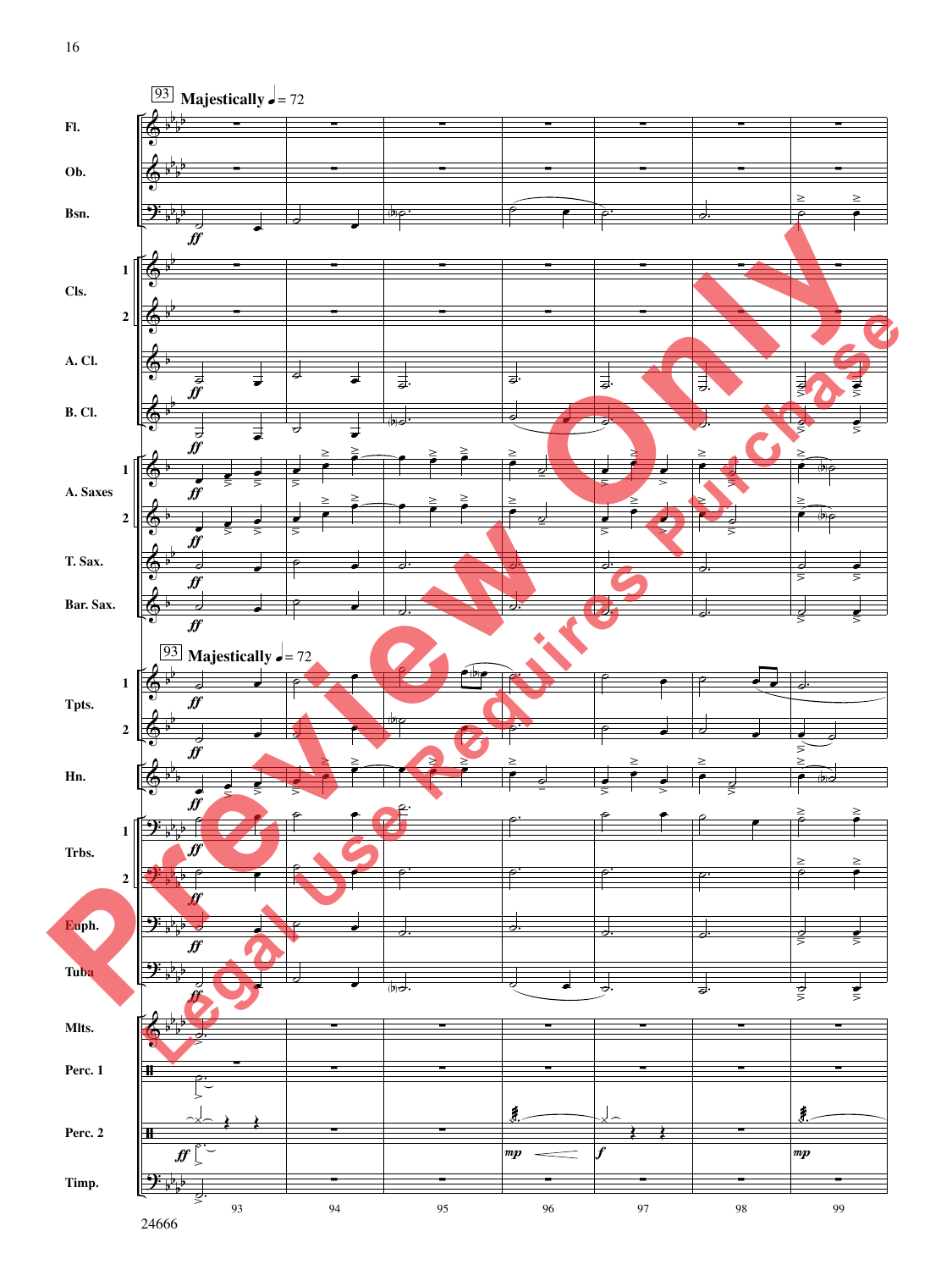93 **Majestically** ♩ = 72

Fl.

Ob.

Bsn.

Cls. 1

Cls. 2

A. Cl.

B. Cl.

A. Saxes 1

A. Saxes 2

T. Sax.

Bar. Sax.

93 **Majestically** ♩ = 72

Tpts. 1

Tpts. 2

Hn.

Trbs. 1

Trbs. 2

Euph.

Tuba

Mlts.

Perc. 1

Perc. 2

Timp.

93 94 95 96 97 98 99

24666

Preview Only

Legal Use Requires Purchase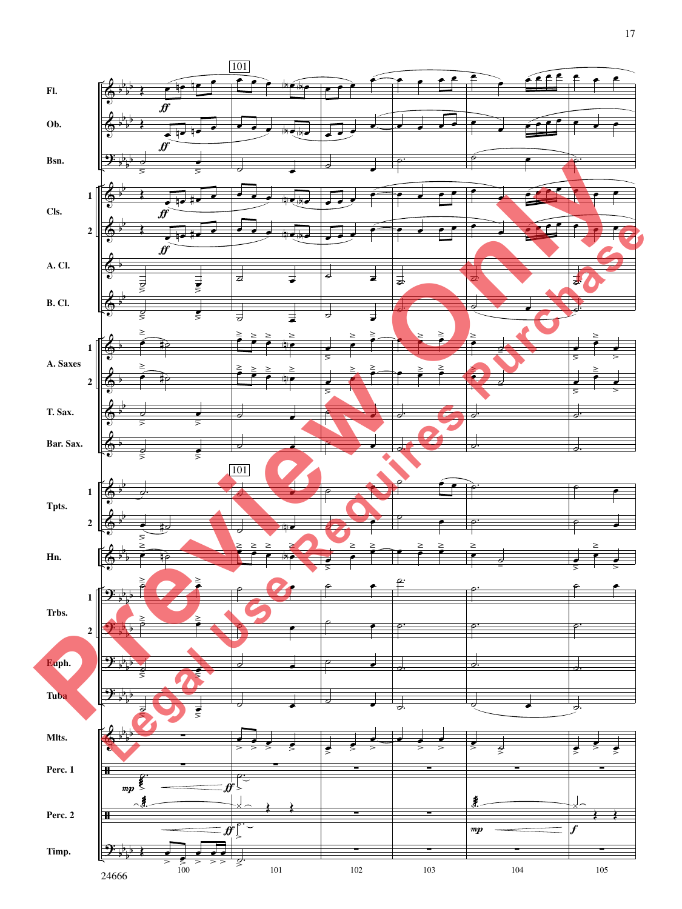Fl.

Ob.

Bsn.

Cls. 1 2

A. Cl.

B. Cl.

A. Saxes 1 2

T. Sax.

Bar. Sax.

Tpts. 1 2

Hn.

Trbs. 1 2

Euph.

Tuba

Mlts.

Perc. 1

Perc. 2

Timp.

101

*ff*

*mp*

*f*

100 101 102 103 104 105

24666

Preview Only

Legal Use Requires Purchase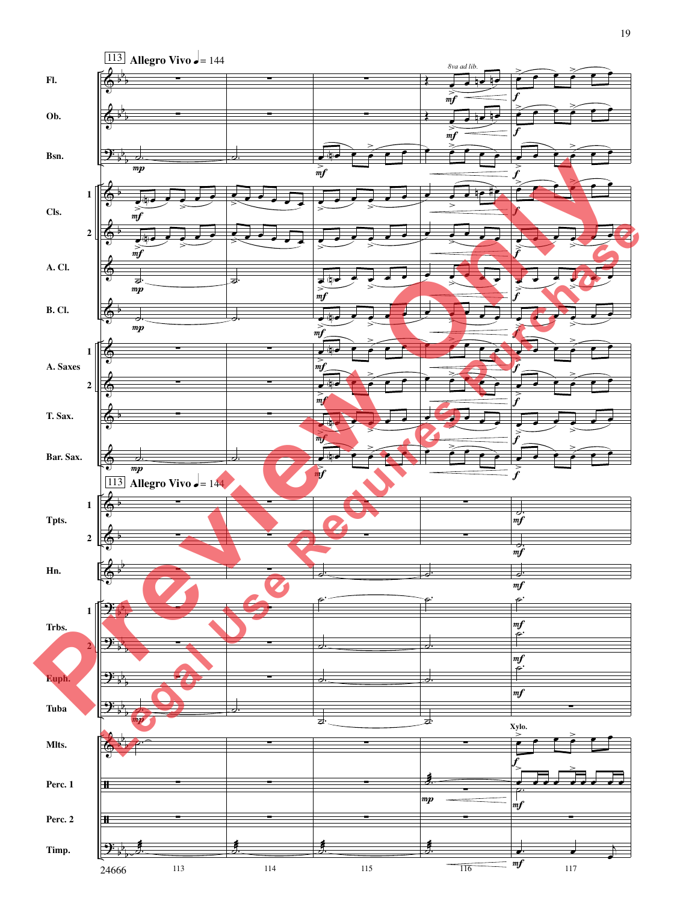113 **Allegro Vivo** ♩ = 144

Fl.

Ob.

Bsn.

Cls. 1 2

A. Cl.

B. Cl.

A. Saxes 1 2

T. Sax.

Bar. Sax.

113 **Allegro Vivo** ♩ = 144

Tpts. 1 2

Hn.

Trbs. 1 2

Euph.

Tuba

Mlts.

Perc. 1

Perc. 2

Timp.

*8va ad lib.*

Xylo.

24666

113 114 115 116 117

Preview Only

Legal Use Requires Purchase